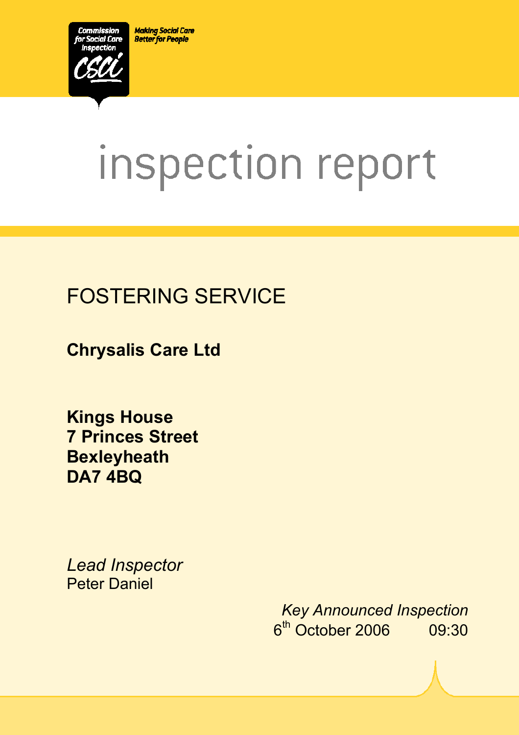Commission for Social Care Inspection

Making Social Care Better for People

# inspection report

## FOSTERING SERVICE

**Chrysalis Care Ltd**

**Kings House**
**7 Princes Street**
**Bexleyheath**
**DA7 4BQ**

*Lead Inspector*
Peter Daniel

*Key Announced Inspection*
6th October 2006 09:30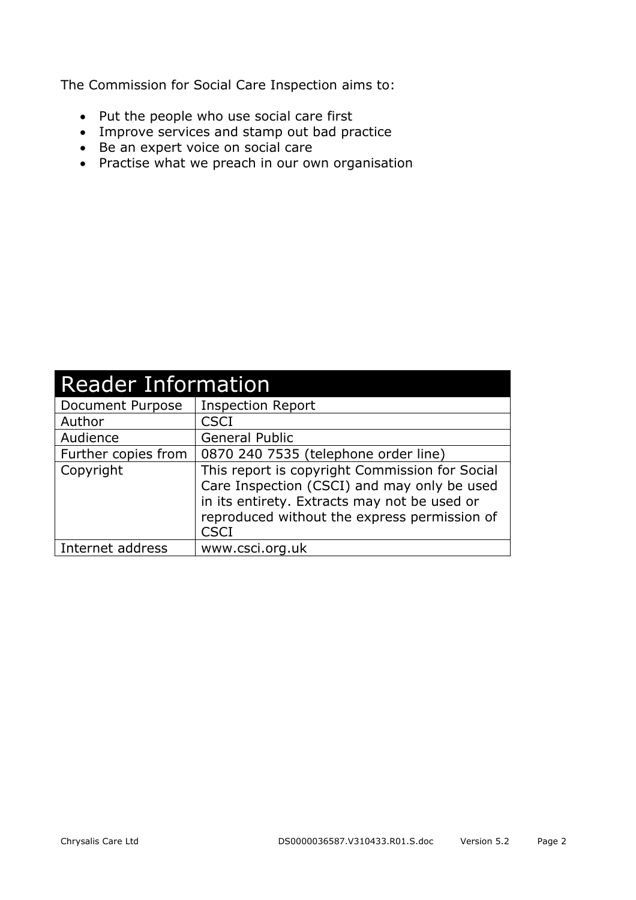The Commission for Social Care Inspection aims to:

- Put the people who use social care first
- Improve services and stamp out bad practice
- Be an expert voice on social care
- Practise what we preach in our own organisation

| Reader Information | |
|---|---|
| Document Purpose | Inspection Report |
| Author | CSCI |
| Audience | General Public |
| Further copies from | 0870 240 7535 (telephone order line) |
| Copyright | This report is copyright Commission for Social Care Inspection (CSCI) and may only be used in its entirety. Extracts may not be used or reproduced without the express permission of CSCI |
| Internet address | www.csci.org.uk |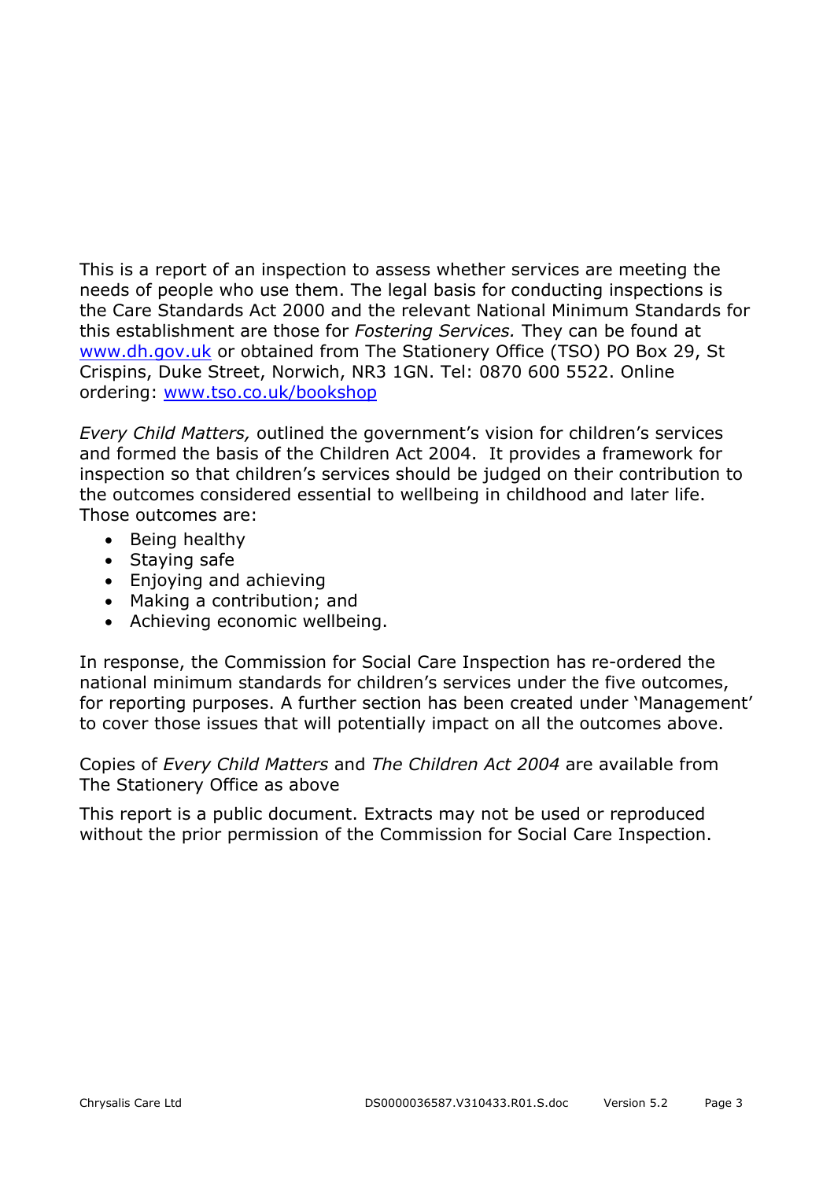This is a report of an inspection to assess whether services are meeting the needs of people who use them. The legal basis for conducting inspections is the Care Standards Act 2000 and the relevant National Minimum Standards for this establishment are those for *Fostering Services.* They can be found at [www.dh.gov.uk](http://www.dh.gov.uk) or obtained from The Stationery Office (TSO) PO Box 29, St Crispins, Duke Street, Norwich, NR3 1GN. Tel: 0870 600 5522. Online ordering: [www.tso.co.uk/bookshop](http://www.tso.co.uk/bookshop)

*Every Child Matters,* outlined the government's vision for children's services and formed the basis of the Children Act 2004. It provides a framework for inspection so that children's services should be judged on their contribution to the outcomes considered essential to wellbeing in childhood and later life. Those outcomes are:

- Being healthy
- Staying safe
- Enjoying and achieving
- Making a contribution; and
- Achieving economic wellbeing.

In response, the Commission for Social Care Inspection has re-ordered the national minimum standards for children's services under the five outcomes, for reporting purposes. A further section has been created under 'Management' to cover those issues that will potentially impact on all the outcomes above.

Copies of *Every Child Matters* and *The Children Act 2004* are available from The Stationery Office as above

This report is a public document. Extracts may not be used or reproduced without the prior permission of the Commission for Social Care Inspection.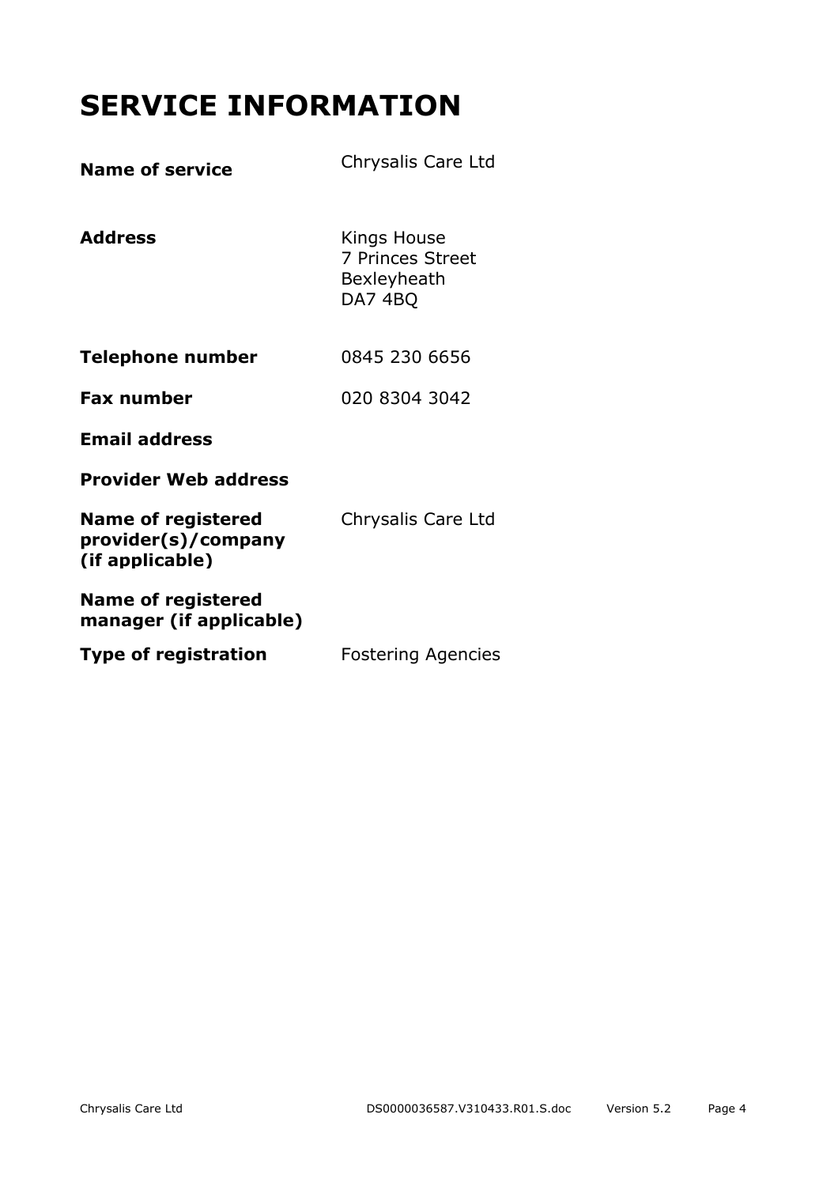# SERVICE INFORMATION

| | |
|---|---|
| **Name of service** | Chrysalis Care Ltd |
| **Address** | Kings House<br>7 Princes Street<br>Bexleyheath<br>DA7 4BQ |
| **Telephone number** | 0845 230 6656 |
| **Fax number** | 020 8304 3042 |
| **Email address** | |
| **Provider Web address** | |
| **Name of registered provider(s)/company (if applicable)** | Chrysalis Care Ltd |
| **Name of registered manager (if applicable)** | |
| **Type of registration** | Fostering Agencies |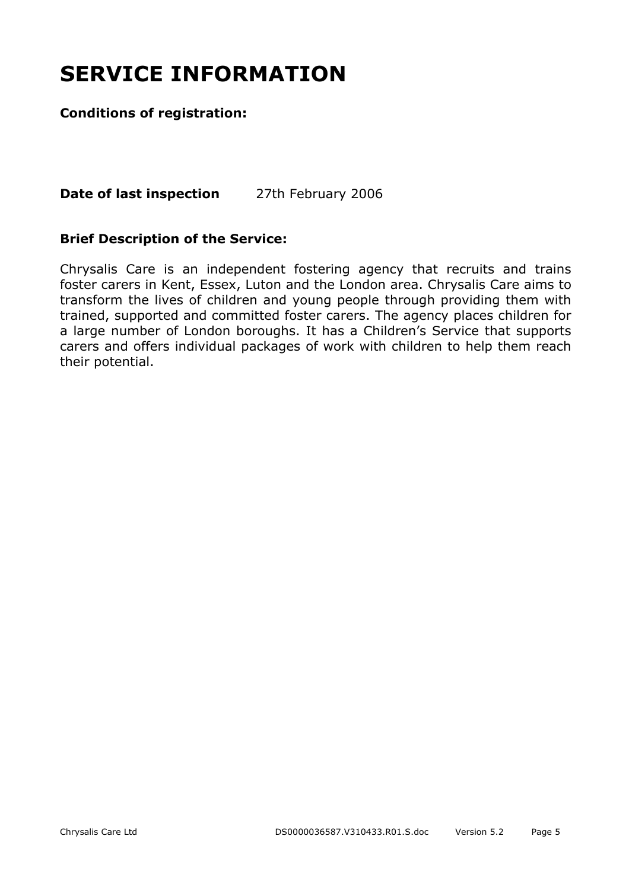# SERVICE INFORMATION

**Conditions of registration:**

**Date of last inspection** 27th February 2006

**Brief Description of the Service:**

Chrysalis Care is an independent fostering agency that recruits and trains foster carers in Kent, Essex, Luton and the London area. Chrysalis Care aims to transform the lives of children and young people through providing them with trained, supported and committed foster carers. The agency places children for a large number of London boroughs. It has a Children's Service that supports carers and offers individual packages of work with children to help them reach their potential.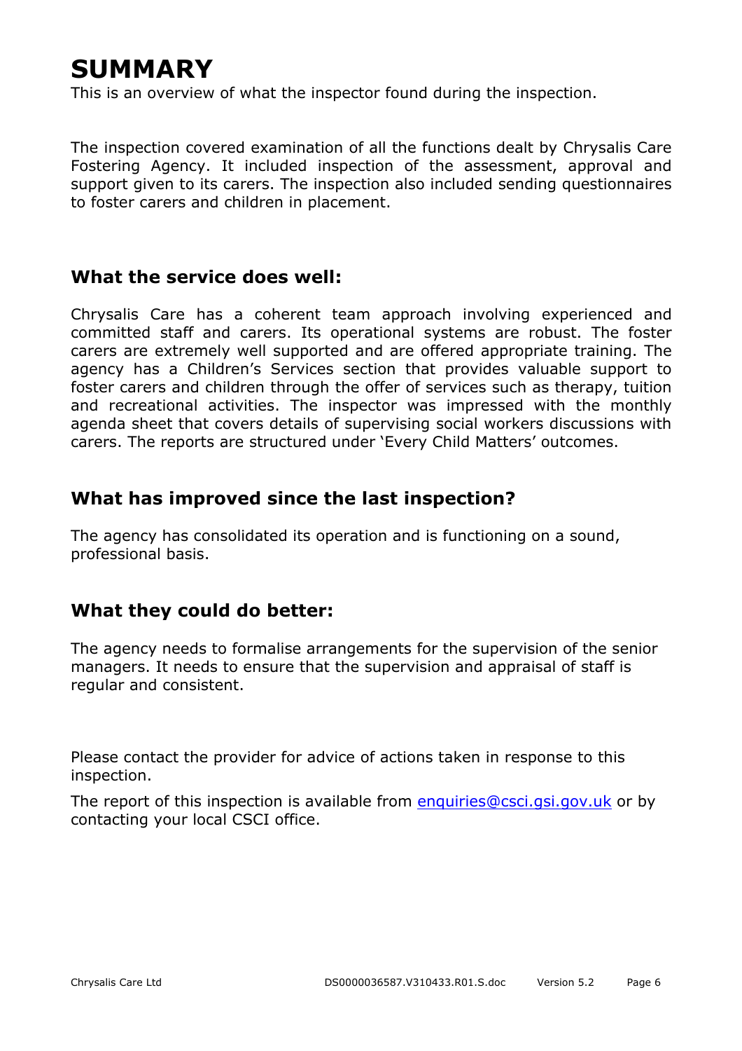# SUMMARY

This is an overview of what the inspector found during the inspection.

The inspection covered examination of all the functions dealt by Chrysalis Care Fostering Agency. It included inspection of the assessment, approval and support given to its carers. The inspection also included sending questionnaires to foster carers and children in placement.

## What the service does well:

Chrysalis Care has a coherent team approach involving experienced and committed staff and carers. Its operational systems are robust. The foster carers are extremely well supported and are offered appropriate training. The agency has a Children's Services section that provides valuable support to foster carers and children through the offer of services such as therapy, tuition and recreational activities. The inspector was impressed with the monthly agenda sheet that covers details of supervising social workers discussions with carers. The reports are structured under 'Every Child Matters' outcomes.

## What has improved since the last inspection?

The agency has consolidated its operation and is functioning on a sound, professional basis.

## What they could do better:

The agency needs to formalise arrangements for the supervision of the senior managers. It needs to ensure that the supervision and appraisal of staff is regular and consistent.

Please contact the provider for advice of actions taken in response to this inspection.

The report of this inspection is available from enquiries@csci.gsi.gov.uk or by contacting your local CSCI office.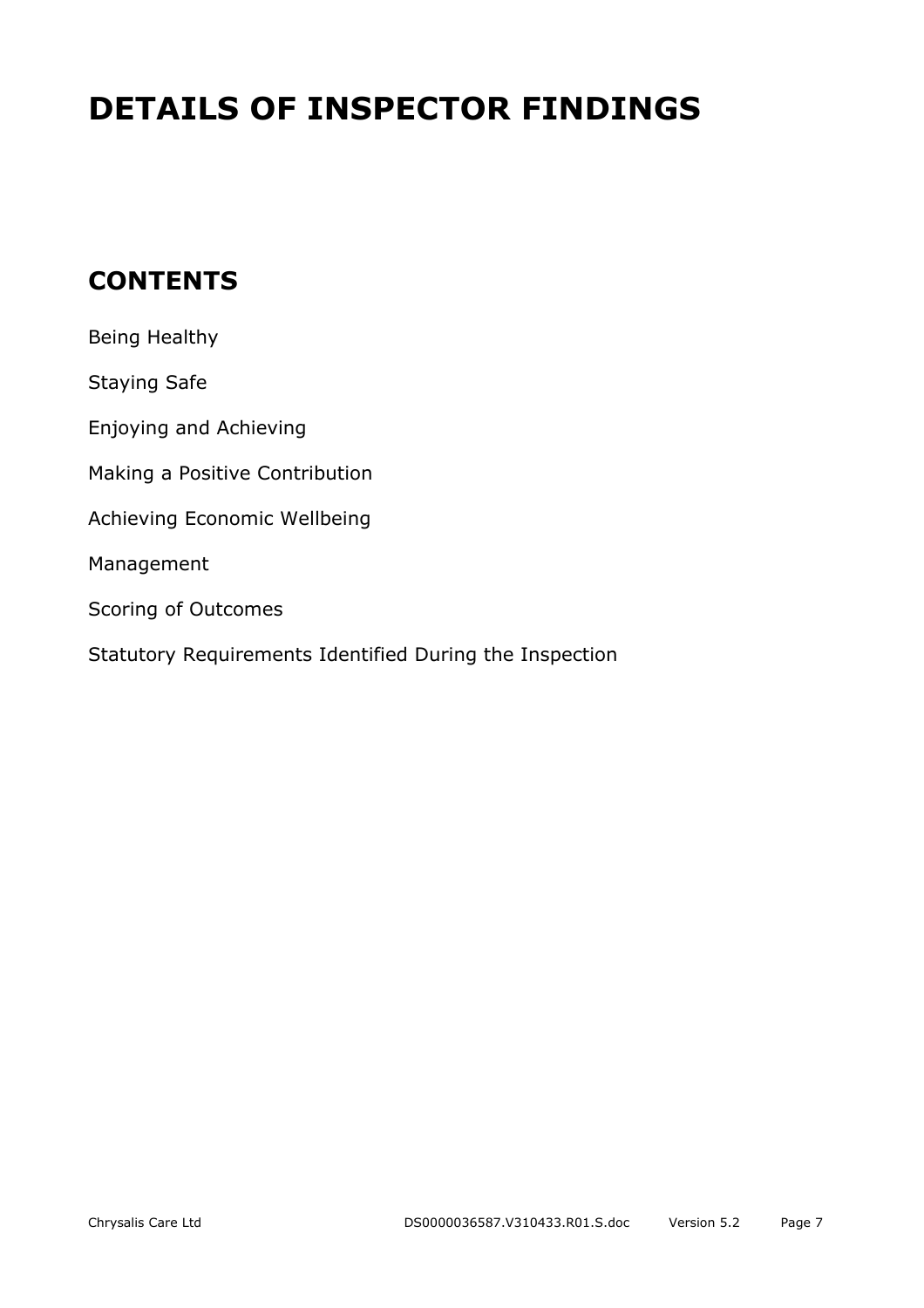# DETAILS OF INSPECTOR FINDINGS

## CONTENTS

Being Healthy

Staying Safe

Enjoying and Achieving

Making a Positive Contribution

Achieving Economic Wellbeing

Management

Scoring of Outcomes

Statutory Requirements Identified During the Inspection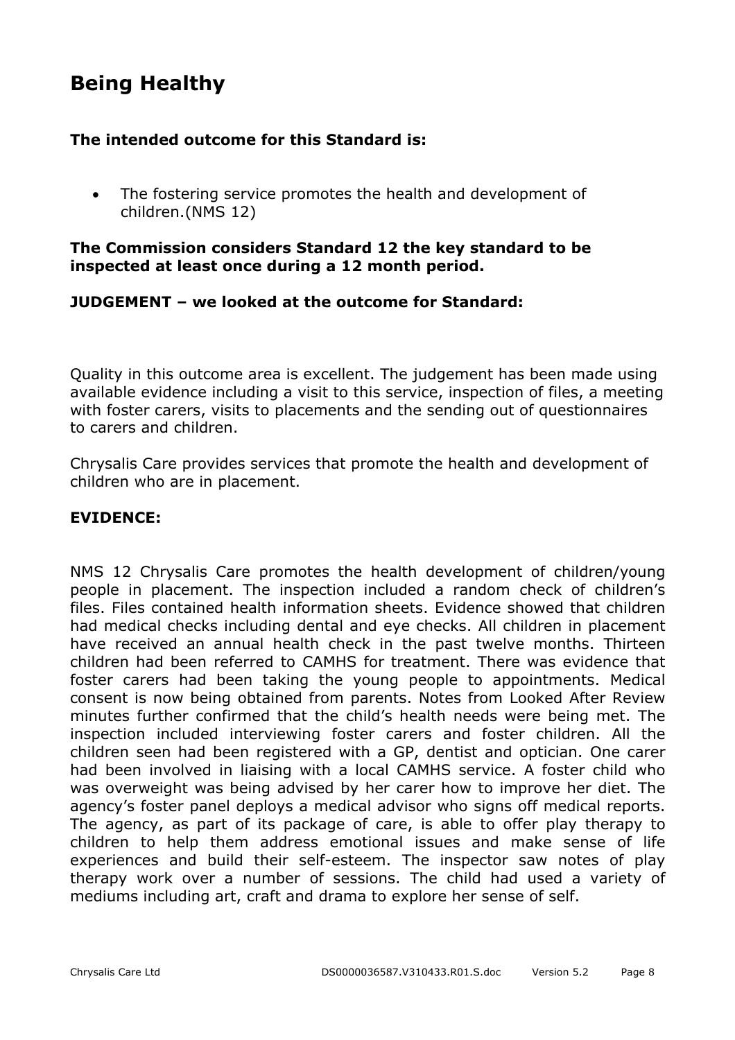# Being Healthy

**The intended outcome for this Standard is:**

- The fostering service promotes the health and development of children.(NMS 12)

**The Commission considers Standard 12 the key standard to be inspected at least once during a 12 month period.**

**JUDGEMENT – we looked at the outcome for Standard:**

Quality in this outcome area is excellent. The judgement has been made using available evidence including a visit to this service, inspection of files, a meeting with foster carers, visits to placements and the sending out of questionnaires to carers and children.

Chrysalis Care provides services that promote the health and development of children who are in placement.

**EVIDENCE:**

NMS 12 Chrysalis Care promotes the health development of children/young people in placement. The inspection included a random check of children's files. Files contained health information sheets. Evidence showed that children had medical checks including dental and eye checks. All children in placement have received an annual health check in the past twelve months. Thirteen children had been referred to CAMHS for treatment. There was evidence that foster carers had been taking the young people to appointments. Medical consent is now being obtained from parents. Notes from Looked After Review minutes further confirmed that the child's health needs were being met. The inspection included interviewing foster carers and foster children. All the children seen had been registered with a GP, dentist and optician. One carer had been involved in liaising with a local CAMHS service. A foster child who was overweight was being advised by her carer how to improve her diet. The agency's foster panel deploys a medical advisor who signs off medical reports. The agency, as part of its package of care, is able to offer play therapy to children to help them address emotional issues and make sense of life experiences and build their self-esteem. The inspector saw notes of play therapy work over a number of sessions. The child had used a variety of mediums including art, craft and drama to explore her sense of self.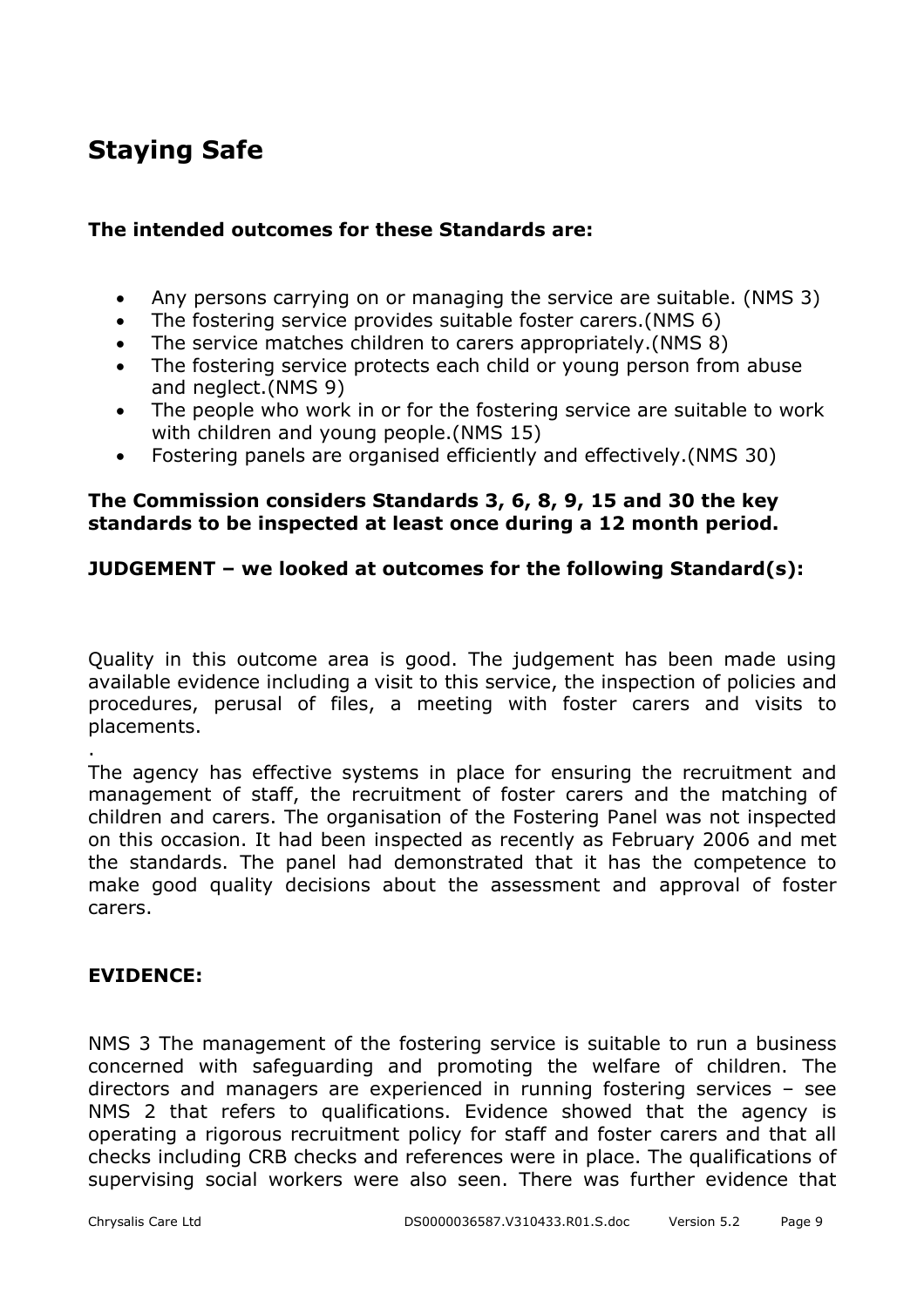# Staying Safe

**The intended outcomes for these Standards are:**

- Any persons carrying on or managing the service are suitable. (NMS 3)
- The fostering service provides suitable foster carers.(NMS 6)
- The service matches children to carers appropriately.(NMS 8)
- The fostering service protects each child or young person from abuse and neglect.(NMS 9)
- The people who work in or for the fostering service are suitable to work with children and young people.(NMS 15)
- Fostering panels are organised efficiently and effectively.(NMS 30)

**The Commission considers Standards 3, 6, 8, 9, 15 and 30 the key standards to be inspected at least once during a 12 month period.**

**JUDGEMENT – we looked at outcomes for the following Standard(s):**

Quality in this outcome area is good. The judgement has been made using available evidence including a visit to this service, the inspection of policies and procedures, perusal of files, a meeting with foster carers and visits to placements.

.

The agency has effective systems in place for ensuring the recruitment and management of staff, the recruitment of foster carers and the matching of children and carers. The organisation of the Fostering Panel was not inspected on this occasion. It had been inspected as recently as February 2006 and met the standards. The panel had demonstrated that it has the competence to make good quality decisions about the assessment and approval of foster carers.

**EVIDENCE:**

NMS 3 The management of the fostering service is suitable to run a business concerned with safeguarding and promoting the welfare of children. The directors and managers are experienced in running fostering services – see NMS 2 that refers to qualifications. Evidence showed that the agency is operating a rigorous recruitment policy for staff and foster carers and that all checks including CRB checks and references were in place. The qualifications of supervising social workers were also seen. There was further evidence that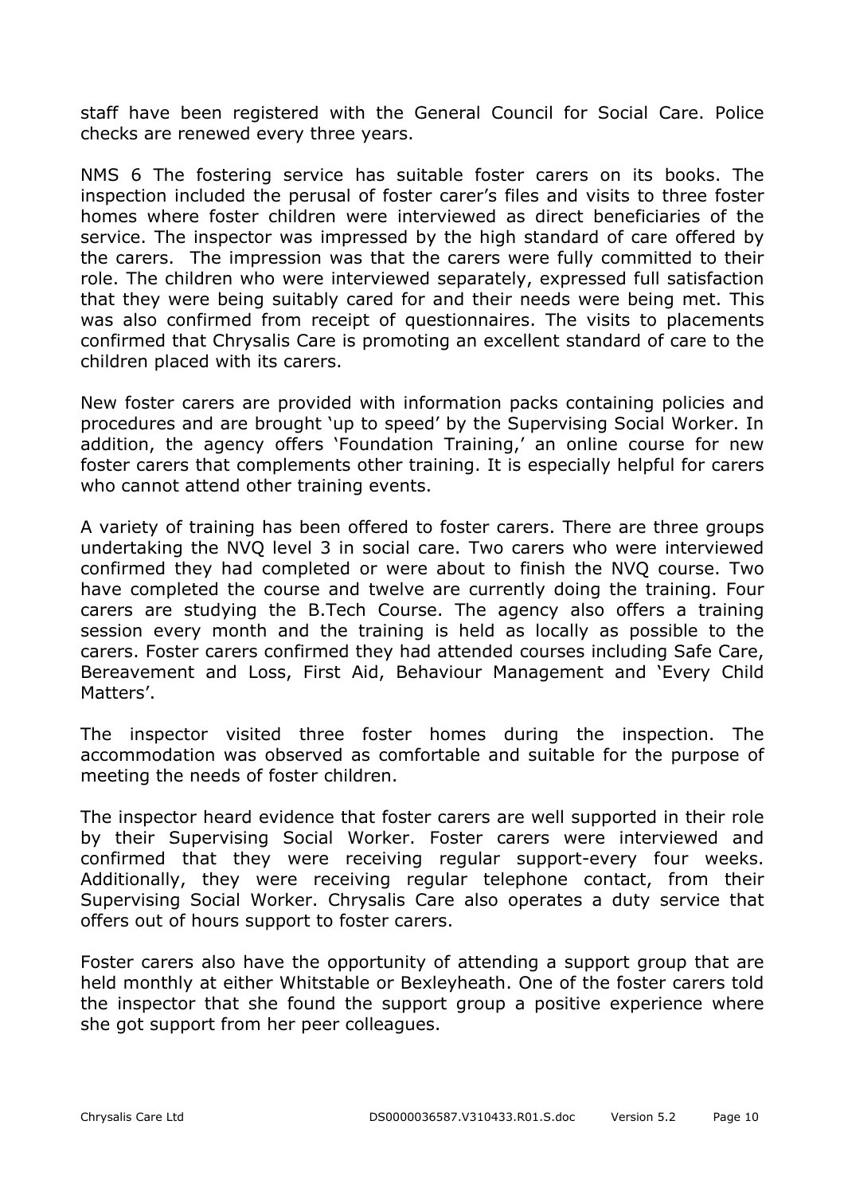staff have been registered with the General Council for Social Care. Police checks are renewed every three years.

NMS 6 The fostering service has suitable foster carers on its books. The inspection included the perusal of foster carer's files and visits to three foster homes where foster children were interviewed as direct beneficiaries of the service. The inspector was impressed by the high standard of care offered by the carers. The impression was that the carers were fully committed to their role. The children who were interviewed separately, expressed full satisfaction that they were being suitably cared for and their needs were being met. This was also confirmed from receipt of questionnaires. The visits to placements confirmed that Chrysalis Care is promoting an excellent standard of care to the children placed with its carers.

New foster carers are provided with information packs containing policies and procedures and are brought 'up to speed' by the Supervising Social Worker. In addition, the agency offers 'Foundation Training,' an online course for new foster carers that complements other training. It is especially helpful for carers who cannot attend other training events.

A variety of training has been offered to foster carers. There are three groups undertaking the NVQ level 3 in social care. Two carers who were interviewed confirmed they had completed or were about to finish the NVQ course. Two have completed the course and twelve are currently doing the training. Four carers are studying the B.Tech Course. The agency also offers a training session every month and the training is held as locally as possible to the carers. Foster carers confirmed they had attended courses including Safe Care, Bereavement and Loss, First Aid, Behaviour Management and 'Every Child Matters'.

The inspector visited three foster homes during the inspection. The accommodation was observed as comfortable and suitable for the purpose of meeting the needs of foster children.

The inspector heard evidence that foster carers are well supported in their role by their Supervising Social Worker. Foster carers were interviewed and confirmed that they were receiving regular support-every four weeks. Additionally, they were receiving regular telephone contact, from their Supervising Social Worker. Chrysalis Care also operates a duty service that offers out of hours support to foster carers.

Foster carers also have the opportunity of attending a support group that are held monthly at either Whitstable or Bexleyheath. One of the foster carers told the inspector that she found the support group a positive experience where she got support from her peer colleagues.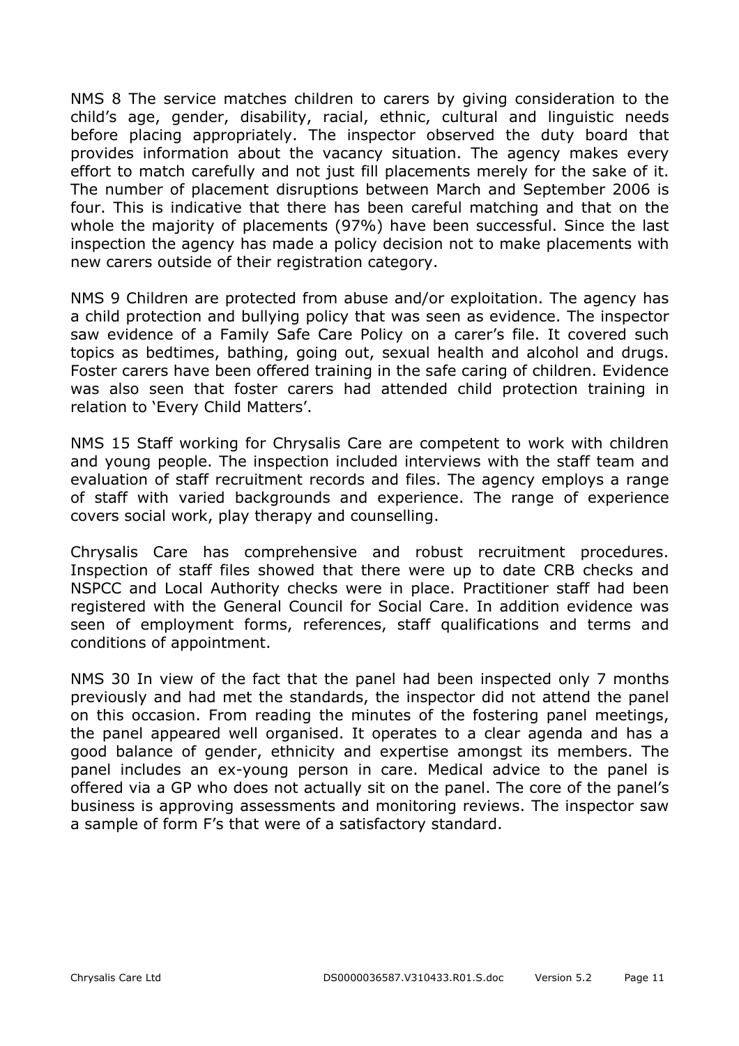NMS 8 The service matches children to carers by giving consideration to the child's age, gender, disability, racial, ethnic, cultural and linguistic needs before placing appropriately. The inspector observed the duty board that provides information about the vacancy situation. The agency makes every effort to match carefully and not just fill placements merely for the sake of it. The number of placement disruptions between March and September 2006 is four. This is indicative that there has been careful matching and that on the whole the majority of placements (97%) have been successful. Since the last inspection the agency has made a policy decision not to make placements with new carers outside of their registration category.

NMS 9 Children are protected from abuse and/or exploitation. The agency has a child protection and bullying policy that was seen as evidence. The inspector saw evidence of a Family Safe Care Policy on a carer's file. It covered such topics as bedtimes, bathing, going out, sexual health and alcohol and drugs. Foster carers have been offered training in the safe caring of children. Evidence was also seen that foster carers had attended child protection training in relation to 'Every Child Matters'.

NMS 15 Staff working for Chrysalis Care are competent to work with children and young people. The inspection included interviews with the staff team and evaluation of staff recruitment records and files. The agency employs a range of staff with varied backgrounds and experience. The range of experience covers social work, play therapy and counselling.

Chrysalis Care has comprehensive and robust recruitment procedures. Inspection of staff files showed that there were up to date CRB checks and NSPCC and Local Authority checks were in place. Practitioner staff had been registered with the General Council for Social Care. In addition evidence was seen of employment forms, references, staff qualifications and terms and conditions of appointment.

NMS 30 In view of the fact that the panel had been inspected only 7 months previously and had met the standards, the inspector did not attend the panel on this occasion. From reading the minutes of the fostering panel meetings, the panel appeared well organised. It operates to a clear agenda and has a good balance of gender, ethnicity and expertise amongst its members. The panel includes an ex-young person in care. Medical advice to the panel is offered via a GP who does not actually sit on the panel. The core of the panel's business is approving assessments and monitoring reviews. The inspector saw a sample of form F's that were of a satisfactory standard.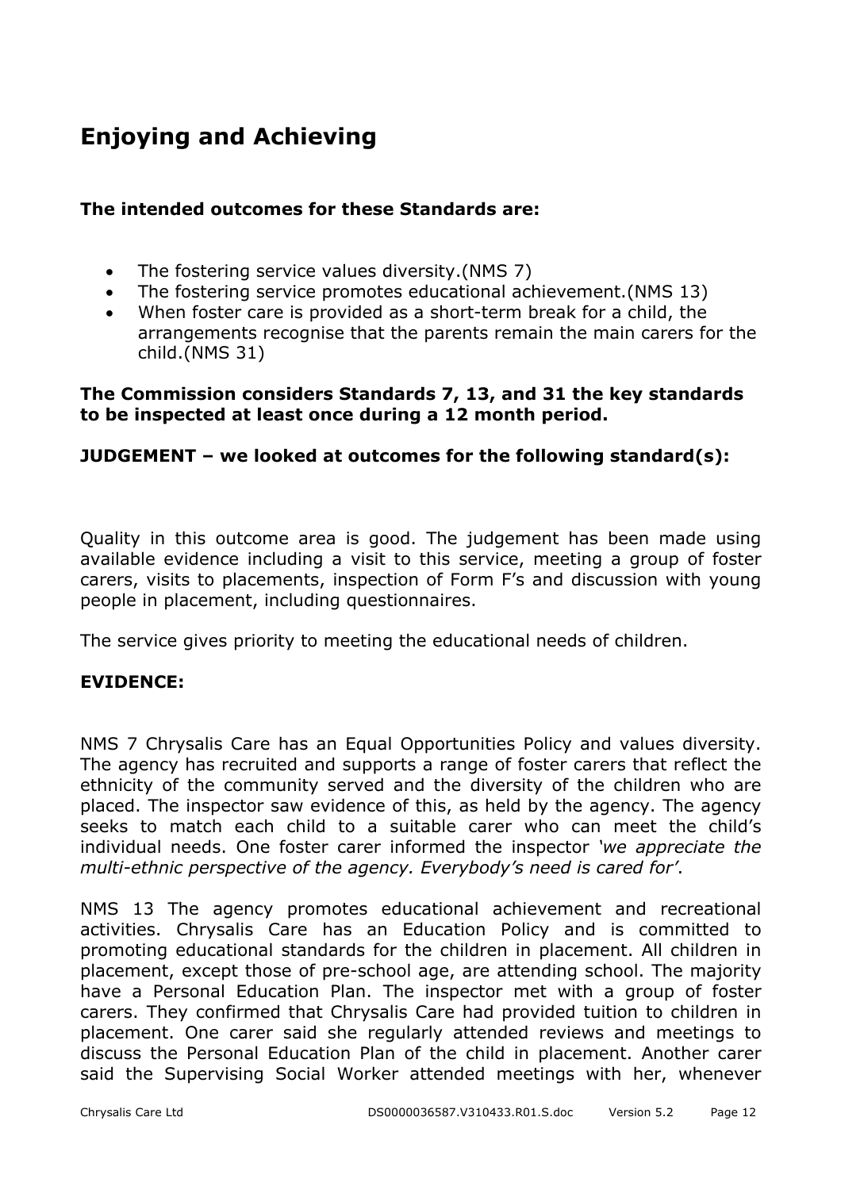# Enjoying and Achieving

**The intended outcomes for these Standards are:**

- The fostering service values diversity.(NMS 7)
- The fostering service promotes educational achievement.(NMS 13)
- When foster care is provided as a short-term break for a child, the arrangements recognise that the parents remain the main carers for the child.(NMS 31)

**The Commission considers Standards 7, 13, and 31 the key standards to be inspected at least once during a 12 month period.**

**JUDGEMENT – we looked at outcomes for the following standard(s):**

Quality in this outcome area is good. The judgement has been made using available evidence including a visit to this service, meeting a group of foster carers, visits to placements, inspection of Form F's and discussion with young people in placement, including questionnaires.

The service gives priority to meeting the educational needs of children.

**EVIDENCE:**

NMS 7 Chrysalis Care has an Equal Opportunities Policy and values diversity. The agency has recruited and supports a range of foster carers that reflect the ethnicity of the community served and the diversity of the children who are placed. The inspector saw evidence of this, as held by the agency. The agency seeks to match each child to a suitable carer who can meet the child's individual needs. One foster carer informed the inspector *'we appreciate the multi-ethnic perspective of the agency. Everybody's need is cared for'*.

NMS 13 The agency promotes educational achievement and recreational activities. Chrysalis Care has an Education Policy and is committed to promoting educational standards for the children in placement. All children in placement, except those of pre-school age, are attending school. The majority have a Personal Education Plan. The inspector met with a group of foster carers. They confirmed that Chrysalis Care had provided tuition to children in placement. One carer said she regularly attended reviews and meetings to discuss the Personal Education Plan of the child in placement. Another carer said the Supervising Social Worker attended meetings with her, whenever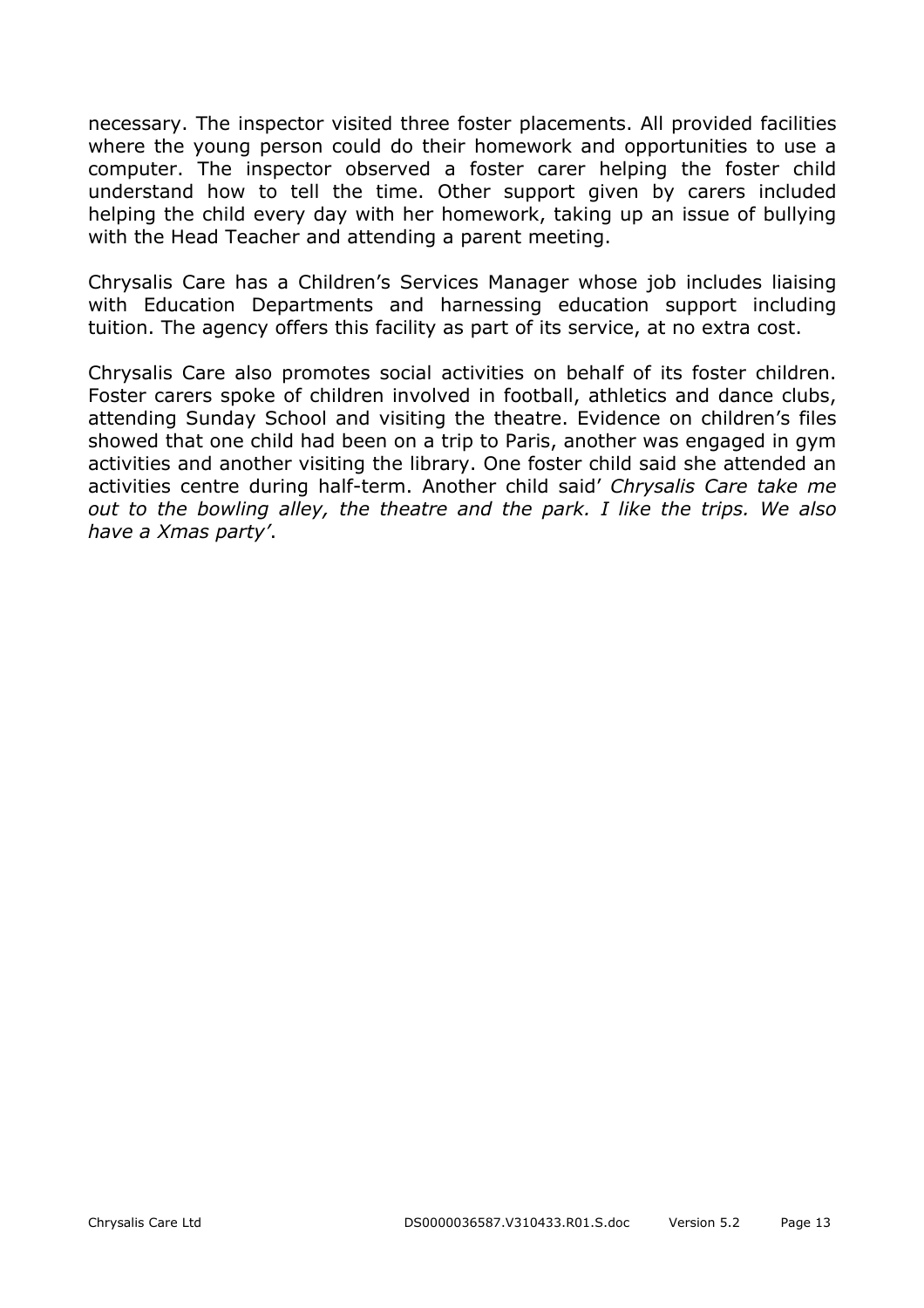necessary. The inspector visited three foster placements. All provided facilities where the young person could do their homework and opportunities to use a computer. The inspector observed a foster carer helping the foster child understand how to tell the time. Other support given by carers included helping the child every day with her homework, taking up an issue of bullying with the Head Teacher and attending a parent meeting.

Chrysalis Care has a Children's Services Manager whose job includes liaising with Education Departments and harnessing education support including tuition. The agency offers this facility as part of its service, at no extra cost.

Chrysalis Care also promotes social activities on behalf of its foster children. Foster carers spoke of children involved in football, athletics and dance clubs, attending Sunday School and visiting the theatre. Evidence on children's files showed that one child had been on a trip to Paris, another was engaged in gym activities and another visiting the library. One foster child said she attended an activities centre during half-term. Another child said' *Chrysalis Care take me out to the bowling alley, the theatre and the park. I like the trips. We also have a Xmas party'*.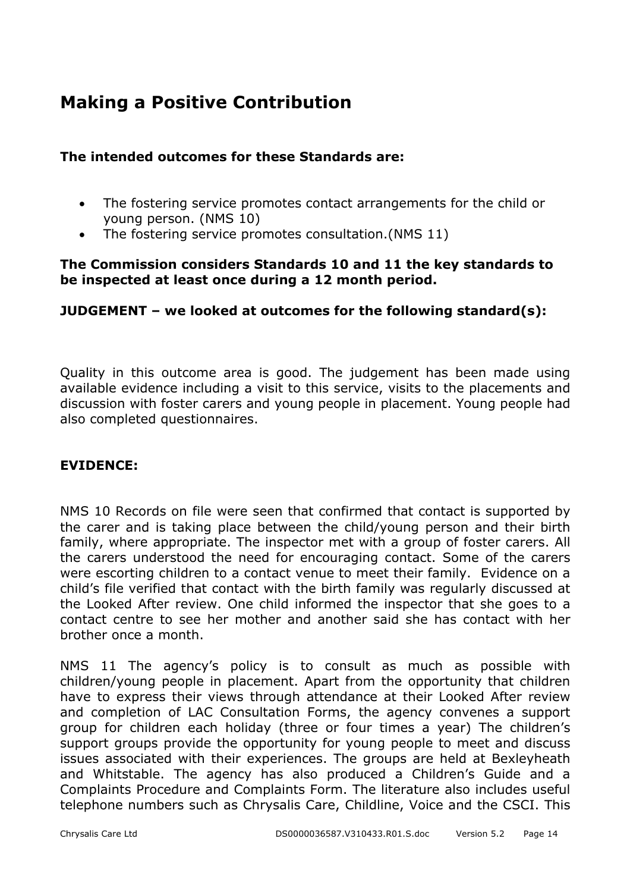## Making a Positive Contribution

**The intended outcomes for these Standards are:**

- The fostering service promotes contact arrangements for the child or young person. (NMS 10)
- The fostering service promotes consultation.(NMS 11)

**The Commission considers Standards 10 and 11 the key standards to be inspected at least once during a 12 month period.**

**JUDGEMENT – we looked at outcomes for the following standard(s):**

Quality in this outcome area is good. The judgement has been made using available evidence including a visit to this service, visits to the placements and discussion with foster carers and young people in placement. Young people had also completed questionnaires.

**EVIDENCE:**

NMS 10 Records on file were seen that confirmed that contact is supported by the carer and is taking place between the child/young person and their birth family, where appropriate. The inspector met with a group of foster carers. All the carers understood the need for encouraging contact. Some of the carers were escorting children to a contact venue to meet their family. Evidence on a child's file verified that contact with the birth family was regularly discussed at the Looked After review. One child informed the inspector that she goes to a contact centre to see her mother and another said she has contact with her brother once a month.

NMS 11 The agency's policy is to consult as much as possible with children/young people in placement. Apart from the opportunity that children have to express their views through attendance at their Looked After review and completion of LAC Consultation Forms, the agency convenes a support group for children each holiday (three or four times a year) The children's support groups provide the opportunity for young people to meet and discuss issues associated with their experiences. The groups are held at Bexleyheath and Whitstable. The agency has also produced a Children's Guide and a Complaints Procedure and Complaints Form. The literature also includes useful telephone numbers such as Chrysalis Care, Childline, Voice and the CSCI. This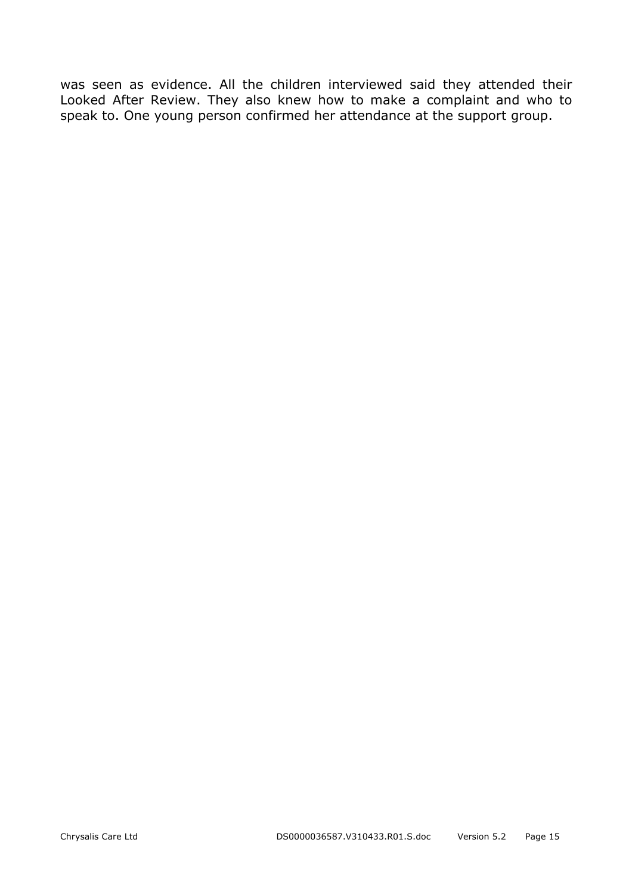was seen as evidence. All the children interviewed said they attended their Looked After Review. They also knew how to make a complaint and who to speak to. One young person confirmed her attendance at the support group.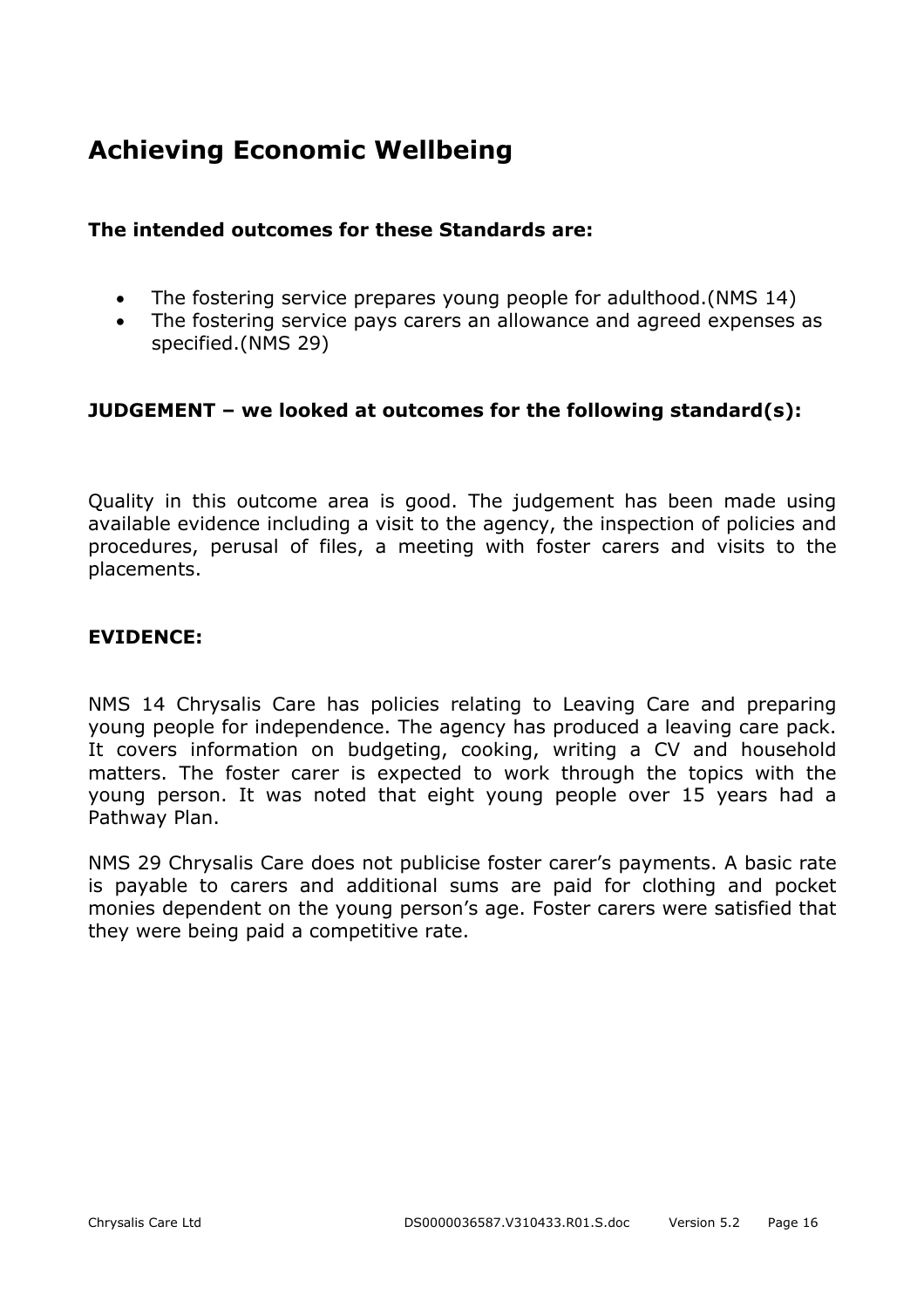## Achieving Economic Wellbeing

**The intended outcomes for these Standards are:**

- The fostering service prepares young people for adulthood.(NMS 14)
- The fostering service pays carers an allowance and agreed expenses as specified.(NMS 29)

**JUDGEMENT – we looked at outcomes for the following standard(s):**

Quality in this outcome area is good. The judgement has been made using available evidence including a visit to the agency, the inspection of policies and procedures, perusal of files, a meeting with foster carers and visits to the placements.

**EVIDENCE:**

NMS 14 Chrysalis Care has policies relating to Leaving Care and preparing young people for independence. The agency has produced a leaving care pack. It covers information on budgeting, cooking, writing a CV and household matters. The foster carer is expected to work through the topics with the young person. It was noted that eight young people over 15 years had a Pathway Plan.

NMS 29 Chrysalis Care does not publicise foster carer's payments. A basic rate is payable to carers and additional sums are paid for clothing and pocket monies dependent on the young person's age. Foster carers were satisfied that they were being paid a competitive rate.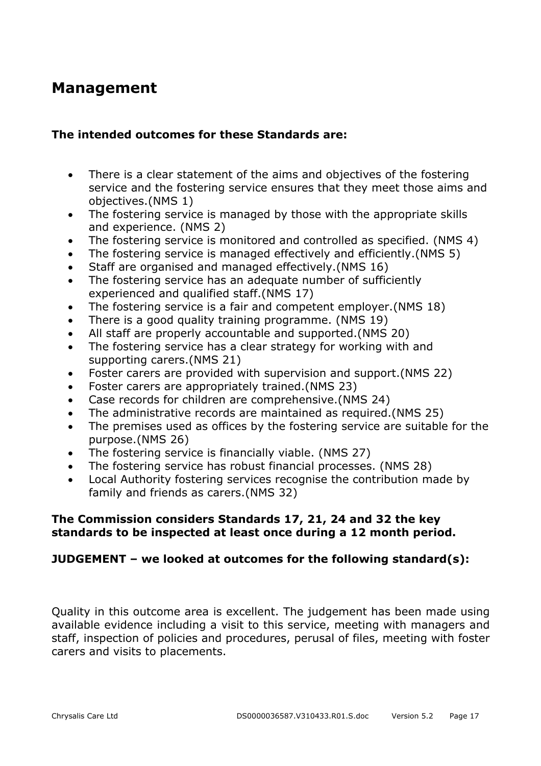## Management

**The intended outcomes for these Standards are:**

- There is a clear statement of the aims and objectives of the fostering service and the fostering service ensures that they meet those aims and objectives.(NMS 1)
- The fostering service is managed by those with the appropriate skills and experience. (NMS 2)
- The fostering service is monitored and controlled as specified. (NMS 4)
- The fostering service is managed effectively and efficiently.(NMS 5)
- Staff are organised and managed effectively.(NMS 16)
- The fostering service has an adequate number of sufficiently experienced and qualified staff.(NMS 17)
- The fostering service is a fair and competent employer.(NMS 18)
- There is a good quality training programme. (NMS 19)
- All staff are properly accountable and supported.(NMS 20)
- The fostering service has a clear strategy for working with and supporting carers.(NMS 21)
- Foster carers are provided with supervision and support.(NMS 22)
- Foster carers are appropriately trained.(NMS 23)
- Case records for children are comprehensive.(NMS 24)
- The administrative records are maintained as required.(NMS 25)
- The premises used as offices by the fostering service are suitable for the purpose.(NMS 26)
- The fostering service is financially viable. (NMS 27)
- The fostering service has robust financial processes. (NMS 28)
- Local Authority fostering services recognise the contribution made by family and friends as carers.(NMS 32)

**The Commission considers Standards 17, 21, 24 and 32 the key standards to be inspected at least once during a 12 month period.**

**JUDGEMENT – we looked at outcomes for the following standard(s):**

Quality in this outcome area is excellent. The judgement has been made using available evidence including a visit to this service, meeting with managers and staff, inspection of policies and procedures, perusal of files, meeting with foster carers and visits to placements.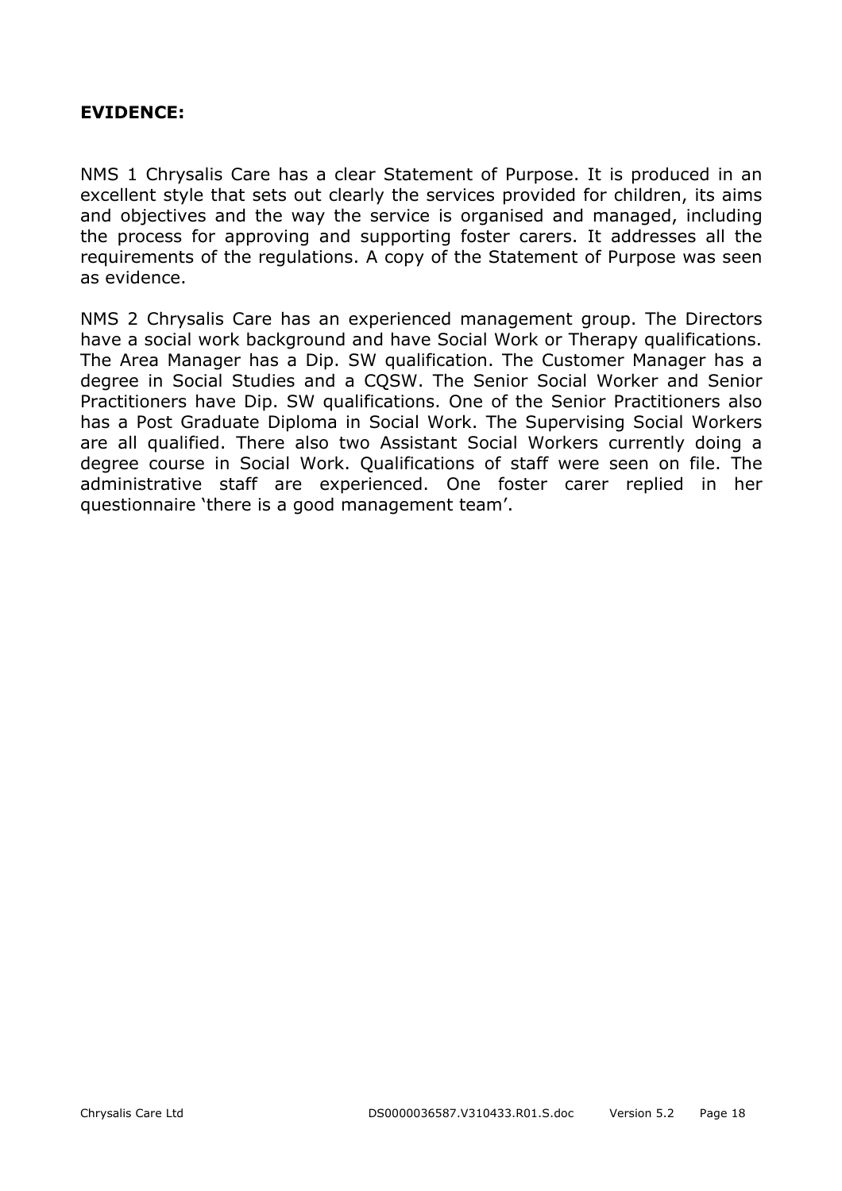**EVIDENCE:**

NMS 1 Chrysalis Care has a clear Statement of Purpose. It is produced in an excellent style that sets out clearly the services provided for children, its aims and objectives and the way the service is organised and managed, including the process for approving and supporting foster carers. It addresses all the requirements of the regulations. A copy of the Statement of Purpose was seen as evidence.

NMS 2 Chrysalis Care has an experienced management group. The Directors have a social work background and have Social Work or Therapy qualifications. The Area Manager has a Dip. SW qualification. The Customer Manager has a degree in Social Studies and a CQSW. The Senior Social Worker and Senior Practitioners have Dip. SW qualifications. One of the Senior Practitioners also has a Post Graduate Diploma in Social Work. The Supervising Social Workers are all qualified. There also two Assistant Social Workers currently doing a degree course in Social Work. Qualifications of staff were seen on file. The administrative staff are experienced. One foster carer replied in her questionnaire 'there is a good management team'.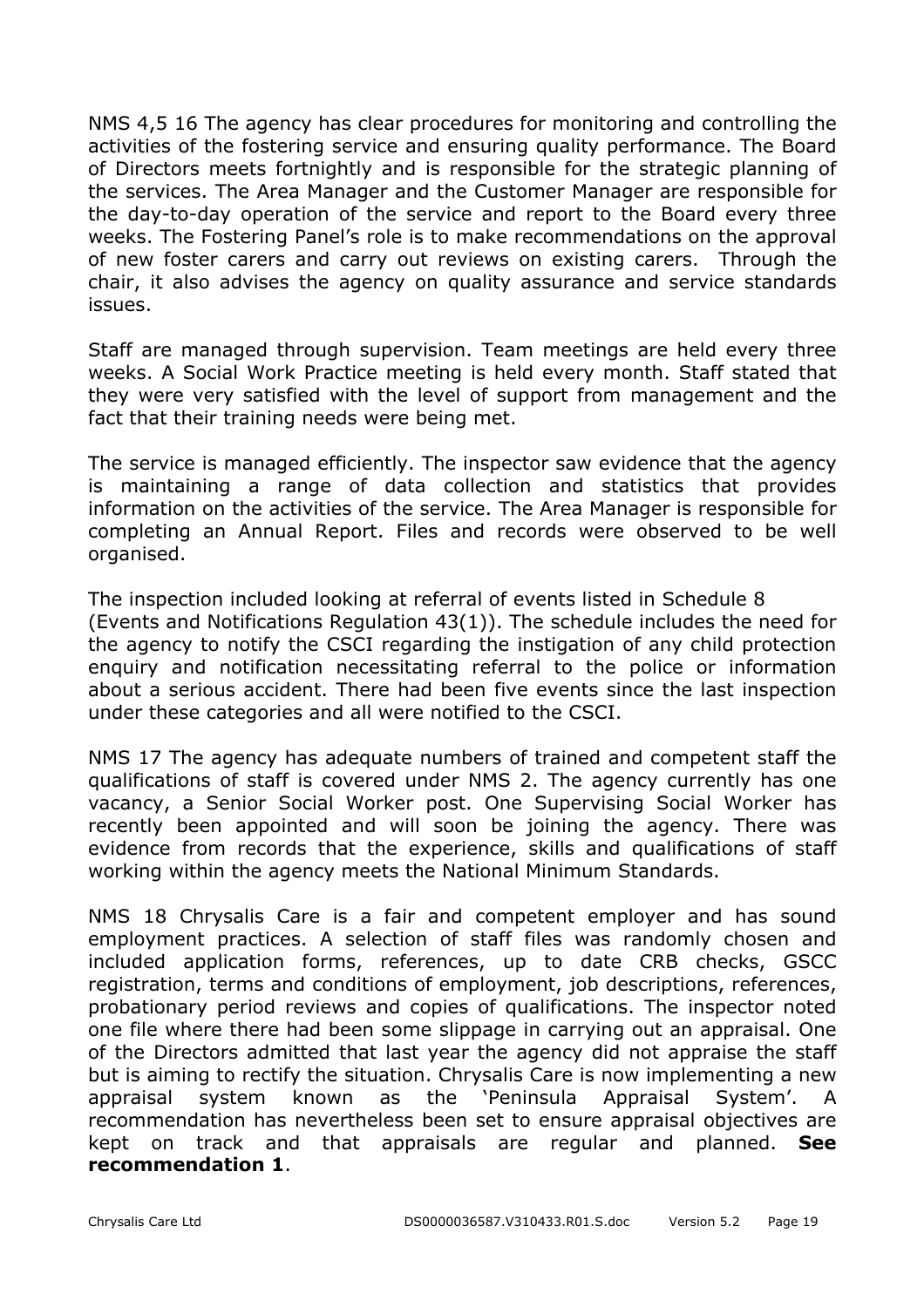NMS 4,5 16 The agency has clear procedures for monitoring and controlling the activities of the fostering service and ensuring quality performance. The Board of Directors meets fortnightly and is responsible for the strategic planning of the services. The Area Manager and the Customer Manager are responsible for the day-to-day operation of the service and report to the Board every three weeks. The Fostering Panel's role is to make recommendations on the approval of new foster carers and carry out reviews on existing carers. Through the chair, it also advises the agency on quality assurance and service standards issues.

Staff are managed through supervision. Team meetings are held every three weeks. A Social Work Practice meeting is held every month. Staff stated that they were very satisfied with the level of support from management and the fact that their training needs were being met.

The service is managed efficiently. The inspector saw evidence that the agency is maintaining a range of data collection and statistics that provides information on the activities of the service. The Area Manager is responsible for completing an Annual Report. Files and records were observed to be well organised.

The inspection included looking at referral of events listed in Schedule 8 (Events and Notifications Regulation 43(1)). The schedule includes the need for the agency to notify the CSCI regarding the instigation of any child protection enquiry and notification necessitating referral to the police or information about a serious accident. There had been five events since the last inspection under these categories and all were notified to the CSCI.

NMS 17 The agency has adequate numbers of trained and competent staff the qualifications of staff is covered under NMS 2. The agency currently has one vacancy, a Senior Social Worker post. One Supervising Social Worker has recently been appointed and will soon be joining the agency. There was evidence from records that the experience, skills and qualifications of staff working within the agency meets the National Minimum Standards.

NMS 18 Chrysalis Care is a fair and competent employer and has sound employment practices. A selection of staff files was randomly chosen and included application forms, references, up to date CRB checks, GSCC registration, terms and conditions of employment, job descriptions, references, probationary period reviews and copies of qualifications. The inspector noted one file where there had been some slippage in carrying out an appraisal. One of the Directors admitted that last year the agency did not appraise the staff but is aiming to rectify the situation. Chrysalis Care is now implementing a new appraisal system known as the 'Peninsula Appraisal System'. A recommendation has nevertheless been set to ensure appraisal objectives are kept on track and that appraisals are regular and planned. **See recommendation 1**.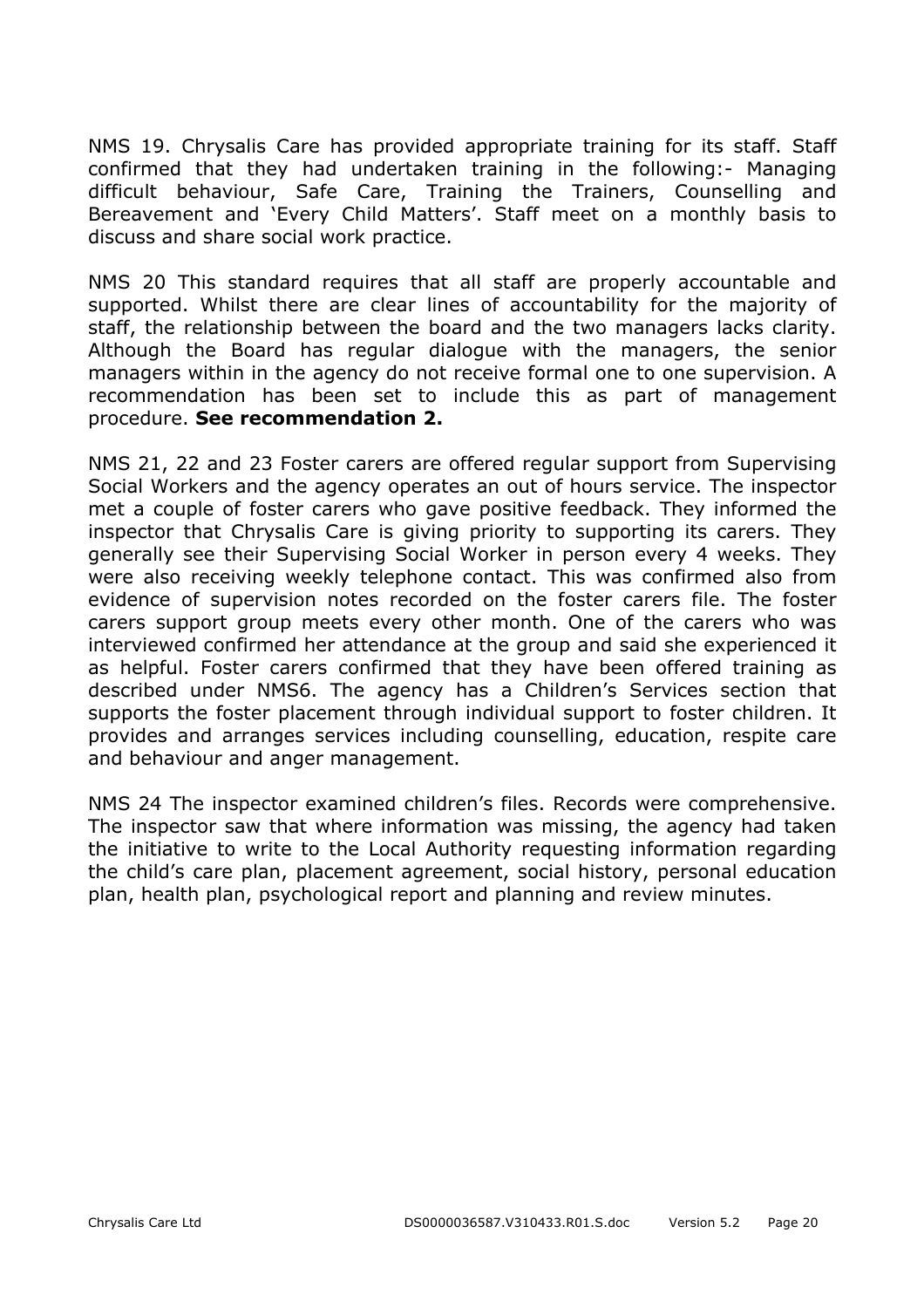NMS 19. Chrysalis Care has provided appropriate training for its staff. Staff confirmed that they had undertaken training in the following:- Managing difficult behaviour, Safe Care, Training the Trainers, Counselling and Bereavement and 'Every Child Matters'. Staff meet on a monthly basis to discuss and share social work practice.

NMS 20 This standard requires that all staff are properly accountable and supported. Whilst there are clear lines of accountability for the majority of staff, the relationship between the board and the two managers lacks clarity. Although the Board has regular dialogue with the managers, the senior managers within in the agency do not receive formal one to one supervision. A recommendation has been set to include this as part of management procedure. **See recommendation 2.**

NMS 21, 22 and 23 Foster carers are offered regular support from Supervising Social Workers and the agency operates an out of hours service. The inspector met a couple of foster carers who gave positive feedback. They informed the inspector that Chrysalis Care is giving priority to supporting its carers. They generally see their Supervising Social Worker in person every 4 weeks. They were also receiving weekly telephone contact. This was confirmed also from evidence of supervision notes recorded on the foster carers file. The foster carers support group meets every other month. One of the carers who was interviewed confirmed her attendance at the group and said she experienced it as helpful. Foster carers confirmed that they have been offered training as described under NMS6. The agency has a Children's Services section that supports the foster placement through individual support to foster children. It provides and arranges services including counselling, education, respite care and behaviour and anger management.

NMS 24 The inspector examined children's files. Records were comprehensive. The inspector saw that where information was missing, the agency had taken the initiative to write to the Local Authority requesting information regarding the child's care plan, placement agreement, social history, personal education plan, health plan, psychological report and planning and review minutes.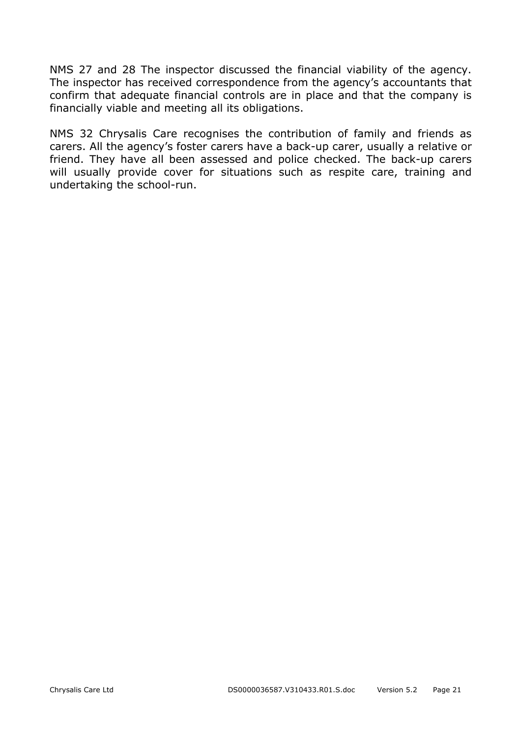NMS 27 and 28 The inspector discussed the financial viability of the agency. The inspector has received correspondence from the agency's accountants that confirm that adequate financial controls are in place and that the company is financially viable and meeting all its obligations.

NMS 32 Chrysalis Care recognises the contribution of family and friends as carers. All the agency's foster carers have a back-up carer, usually a relative or friend. They have all been assessed and police checked. The back-up carers will usually provide cover for situations such as respite care, training and undertaking the school-run.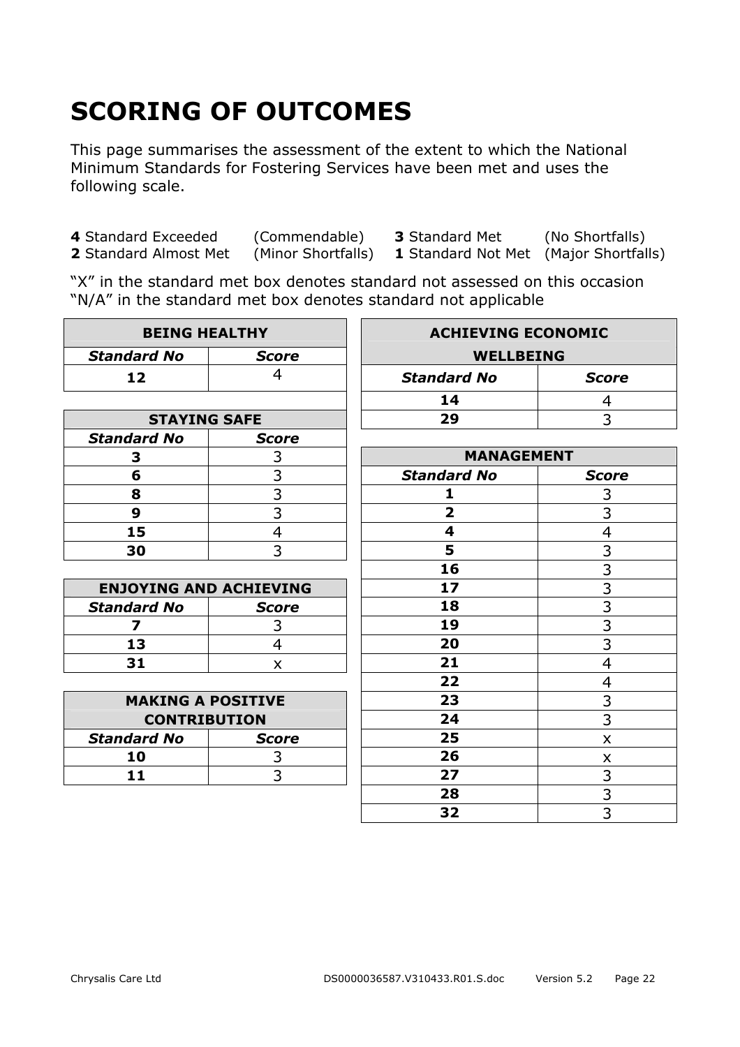# SCORING OF OUTCOMES

This page summarises the assessment of the extent to which the National Minimum Standards for Fostering Services have been met and uses the following scale.

**4** Standard Exceeded (Commendable) **3** Standard Met (No Shortfalls)
**2** Standard Almost Met (Minor Shortfalls) **1** Standard Not Met (Major Shortfalls)

"X" in the standard met box denotes standard not assessed on this occasion
"N/A" in the standard met box denotes standard not applicable

| **BEING HEALTHY** | |
|---|---|
| ***Standard No*** | ***Score*** |
| **12** | 4 |

| **STAYING SAFE** | |
|---|---|
| ***Standard No*** | ***Score*** |
| **3** | 3 |
| **6** | 3 |
| **8** | 3 |
| **9** | 3 |
| **15** | 4 |
| **30** | 3 |

| **ENJOYING AND ACHIEVING** | |
|---|---|
| ***Standard No*** | ***Score*** |
| **7** | 3 |
| **13** | 4 |
| **31** | x |

| **MAKING A POSITIVE CONTRIBUTION** | |
|---|---|
| ***Standard No*** | ***Score*** |
| **10** | 3 |
| **11** | 3 |

| **ACHIEVING ECONOMIC WELLBEING** | |
|---|---|
| ***Standard No*** | ***Score*** |
| **14** | 4 |
| **29** | 3 |

| **MANAGEMENT** | |
|---|---|
| ***Standard No*** | ***Score*** |
| **1** | 3 |
| **2** | 3 |
| **4** | 4 |
| **5** | 3 |
| **16** | 3 |
| **17** | 3 |
| **18** | 3 |
| **19** | 3 |
| **20** | 3 |
| **21** | 4 |
| **22** | 4 |
| **23** | 3 |
| **24** | 3 |
| **25** | x |
| **26** | x |
| **27** | 3 |
| **28** | 3 |
| **32** | 3 |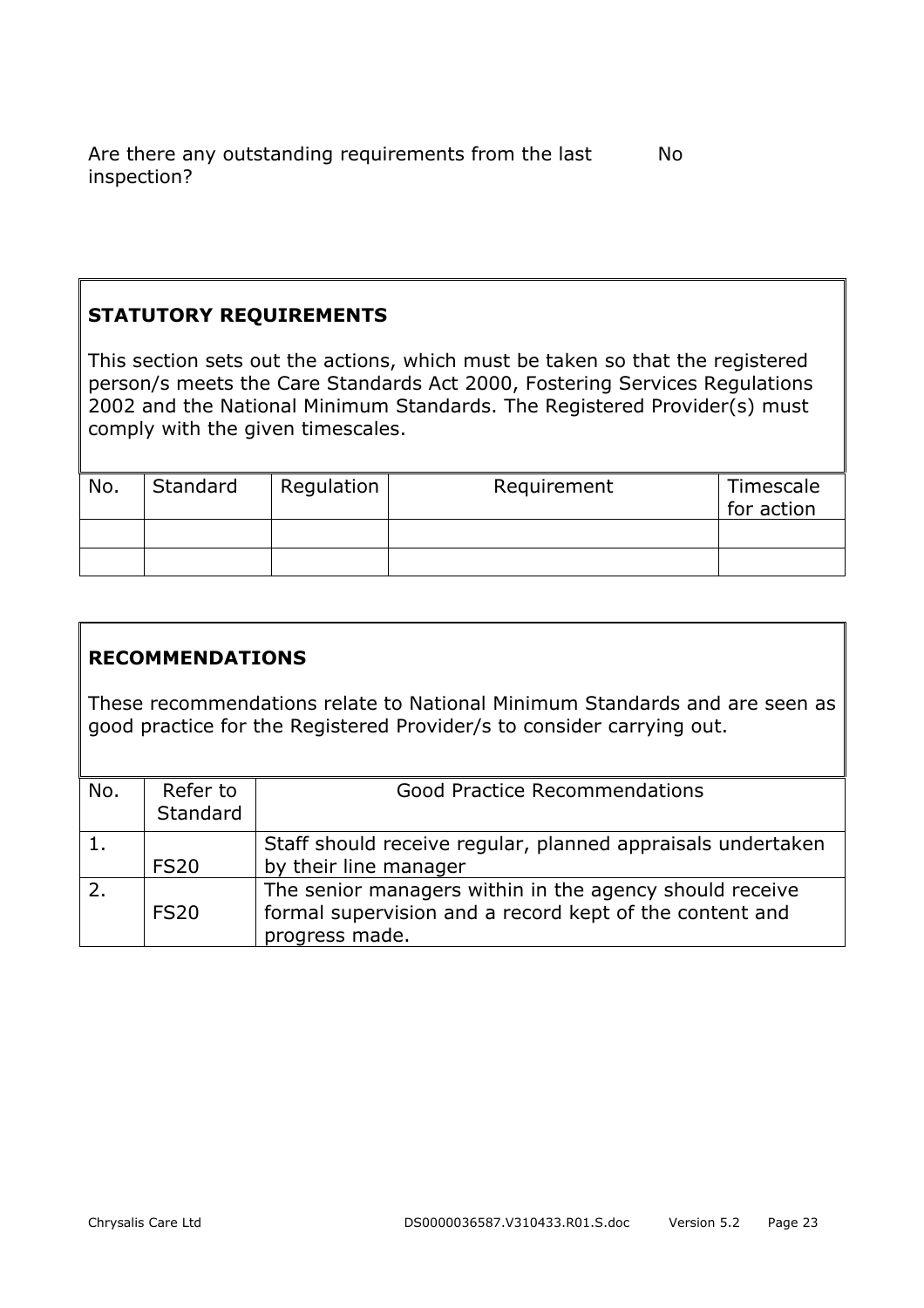Are there any outstanding requirements from the last inspection? No

## STATUTORY REQUIREMENTS

This section sets out the actions, which must be taken so that the registered person/s meets the Care Standards Act 2000, Fostering Services Regulations 2002 and the National Minimum Standards. The Registered Provider(s) must comply with the given timescales.

| No. | Standard | Regulation | Requirement | Timescale for action |
|---|---|---|---|---|
| | | | | |
| | | | | |

## RECOMMENDATIONS

These recommendations relate to National Minimum Standards and are seen as good practice for the Registered Provider/s to consider carrying out.

| No. | Refer to Standard | Good Practice Recommendations |
|---|---|---|
| 1. | FS20 | Staff should receive regular, planned appraisals undertaken by their line manager |
| 2. | FS20 | The senior managers within in the agency should receive formal supervision and a record kept of the content and progress made. |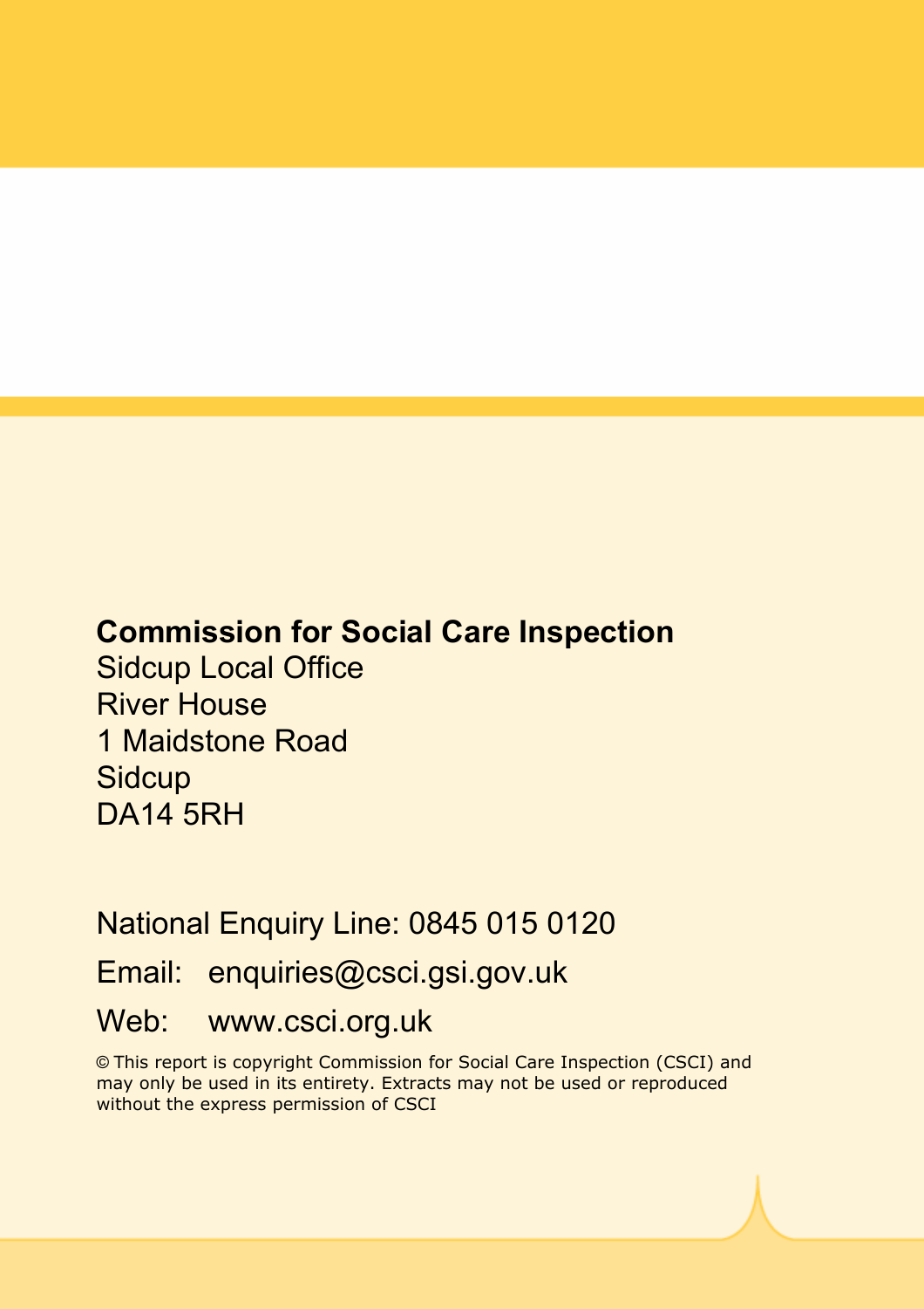**Commission for Social Care Inspection**
Sidcup Local Office
River House
1 Maidstone Road
Sidcup
DA14 5RH

National Enquiry Line: 0845 015 0120

Email: enquiries@csci.gsi.gov.uk

Web: www.csci.org.uk

© This report is copyright Commission for Social Care Inspection (CSCI) and may only be used in its entirety. Extracts may not be used or reproduced without the express permission of CSCI